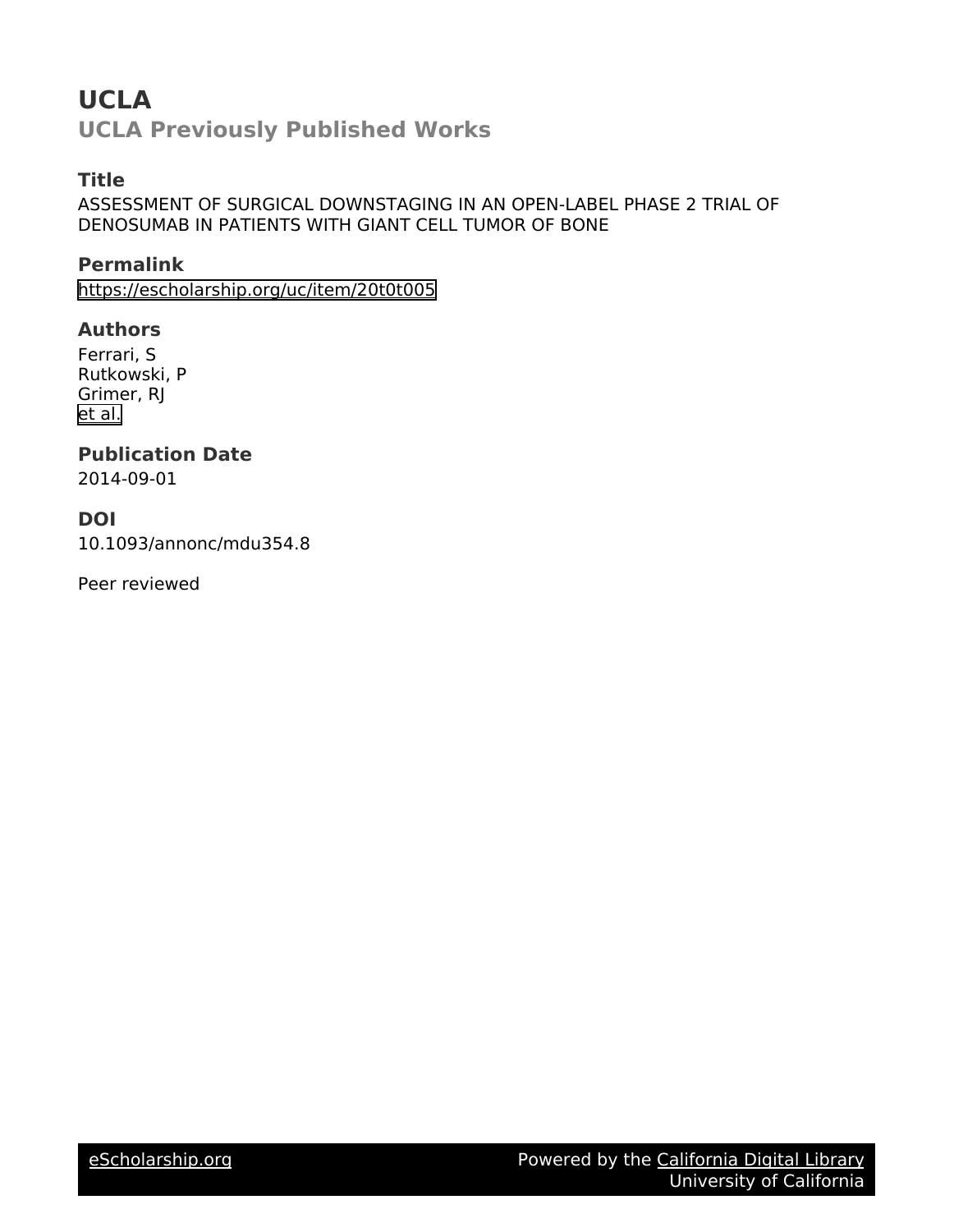# UCLA

## UCLA Previously Published Works

### Title

ASSESSMENT OF SURGICAL DOWNSTAGING IN AN OPEN-LABEL PHASE 2 TRIAL OF DENOSUMAB IN PATIENTS WITH GIANT CELL TUMOR OF BONE

### Permalink

https://escholarship.org/uc/item/20t0t005

### Authors

Ferrari, S
Rutkowski, P
Grimer, RJ
et al.

### Publication Date

2014-09-01

### DOI

10.1093/annonc/mdu354.8

Peer reviewed

eScholarship.org | Powered by the California Digital Library, University of California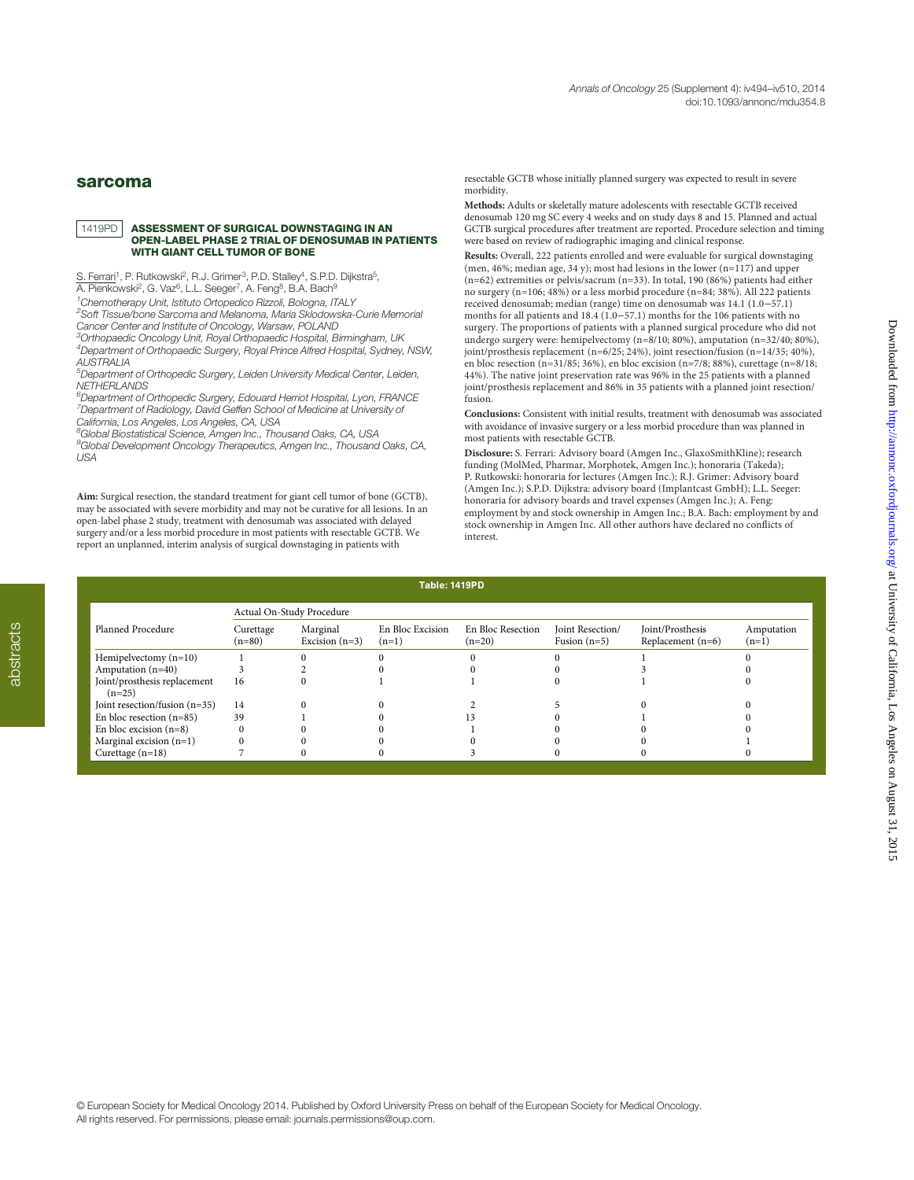## sarcoma

1419PD **ASSESSMENT OF SURGICAL DOWNSTAGING IN AN OPEN-LABEL PHASE 2 TRIAL OF DENOSUMAB IN PATIENTS WITH GIANT CELL TUMOR OF BONE**

S. Ferrari[1], P. Rutkowski[2], R.J. Grimer[3], P.D. Stalley[4], S.P.D. Dijkstra[5], A. Pienkowski[2], G. Vaz[6], L.L. Seeger[7], A. Feng[8], B.A. Bach[9]

[1]*Chemotherapy Unit, Istituto Ortopedico Rizzoli, Bologna, ITALY*
[2]*Soft Tissue/bone Sarcoma and Melanoma, Maria Sklodowska-Curie Memorial Cancer Center and Institute of Oncology, Warsaw, POLAND*
[3]*Orthopaedic Oncology Unit, Royal Orthopaedic Hospital, Birmingham, UK*
[4]*Department of Orthopaedic Surgery, Royal Prince Alfred Hospital, Sydney, NSW, AUSTRALIA*
[5]*Department of Orthopedic Surgery, Leiden University Medical Center, Leiden, NETHERLANDS*
[6]*Department of Orthopedic Surgery, Edouard Herriot Hospital, Lyon, FRANCE*
[7]*Department of Radiology, David Geffen School of Medicine at University of California, Los Angeles, Los Angeles, CA, USA*
[8]*Global Biostatistical Science, Amgen Inc., Thousand Oaks, CA, USA*
[9]*Global Development Oncology Therapeutics, Amgen Inc., Thousand Oaks, CA, USA*

**Aim:** Surgical resection, the standard treatment for giant cell tumor of bone (GCTB), may be associated with severe morbidity and may not be curative for all lesions. In an open-label phase 2 study, treatment with denosumab was associated with delayed surgery and/or a less morbid procedure in most patients with resectable GCTB. We report an unplanned, interim analysis of surgical downstaging in patients with resectable GCTB whose initially planned surgery was expected to result in severe morbidity.

**Methods:** Adults or skeletally mature adolescents with resectable GCTB received denosumab 120 mg SC every 4 weeks and on study days 8 and 15. Planned and actual GCTB surgical procedures after treatment are reported. Procedure selection and timing were based on review of radiographic imaging and clinical response.

**Results:** Overall, 222 patients enrolled and were evaluable for surgical downstaging (men, 46%; median age, 34 y); most had lesions in the lower (n=117) and upper (n=62) extremities or pelvis/sacrum (n=33). In total, 190 (86%) patients had either no surgery (n=106; 48%) or a less morbid procedure (n=84; 38%). All 222 patients received denosumab; median (range) time on denosumab was 14.1 (1.0−57.1) months for all patients and 18.4 (1.0−57.1) months for the 106 patients with no surgery. The proportions of patients with a planned surgical procedure who did not undergo surgery were: hemipelvectomy (n=8/10; 80%), amputation (n=32/40; 80%), joint/prosthesis replacement (n=6/25; 24%), joint resection/fusion (n=14/35; 40%), en bloc resection (n=31/85; 36%), en bloc excision (n=7/8; 88%), curettage (n=8/18; 44%). The native joint preservation rate was 96% in the 25 patients with a planned joint/prosthesis replacement and 86% in 35 patients with a planned joint resection/fusion.

**Conclusions:** Consistent with initial results, treatment with denosumab was associated with avoidance of invasive surgery or a less morbid procedure than was planned in most patients with resectable GCTB.

**Disclosure:** S. Ferrari: Advisory board (Amgen Inc., GlaxoSmithKline); research funding (MolMed, Pharmar, Morphotek, Amgen Inc.); honoraria (Takeda); P. Rutkowski: honoraria for lectures (Amgen Inc.); R.J. Grimer: Advisory board (Amgen Inc.); S.P.D. Dijkstra: advisory board (Implantcast GmbH); L.L. Seeger: honoraria for advisory boards and travel expenses (Amgen Inc.); A. Feng: employment by and stock ownership in Amgen Inc.; B.A. Bach: employment by and stock ownership in Amgen Inc. All other authors have declared no conflicts of interest.

**Table: 1419PD**

| Planned Procedure | Actual On-Study Procedure | | | | | | |
|---|---|---|---|---|---|---|---|
| | Curettage (n=80) | Marginal Excision (n=3) | En Bloc Excision (n=1) | En Bloc Resection (n=20) | Joint Resection/ Fusion (n=5) | Joint/Prosthesis Replacement (n=6) | Amputation (n=1) |
| Hemipelvectomy (n=10) | 1 | 0 | 0 | 0 | 0 | 1 | 0 |
| Amputation (n=40) | 3 | 2 | 0 | 0 | 0 | 3 | 0 |
| Joint/prosthesis replacement (n=25) | 16 | 0 | 1 | 1 | 0 | 1 | 0 |
| Joint resection/fusion (n=35) | 14 | 0 | 0 | 2 | 5 | 0 | 0 |
| En bloc resection (n=85) | 39 | 1 | 0 | 13 | 0 | 1 | 0 |
| En bloc excision (n=8) | 0 | 0 | 0 | 1 | 0 | 0 | 0 |
| Marginal excision (n=1) | 0 | 0 | 0 | 0 | 0 | 0 | 1 |
| Curettage (n=18) | 7 | 0 | 0 | 3 | 0 | 0 | 0 |

© European Society for Medical Oncology 2014. Published by Oxford University Press on behalf of the European Society for Medical Oncology. All rights reserved. For permissions, please email: journals.permissions@oup.com.